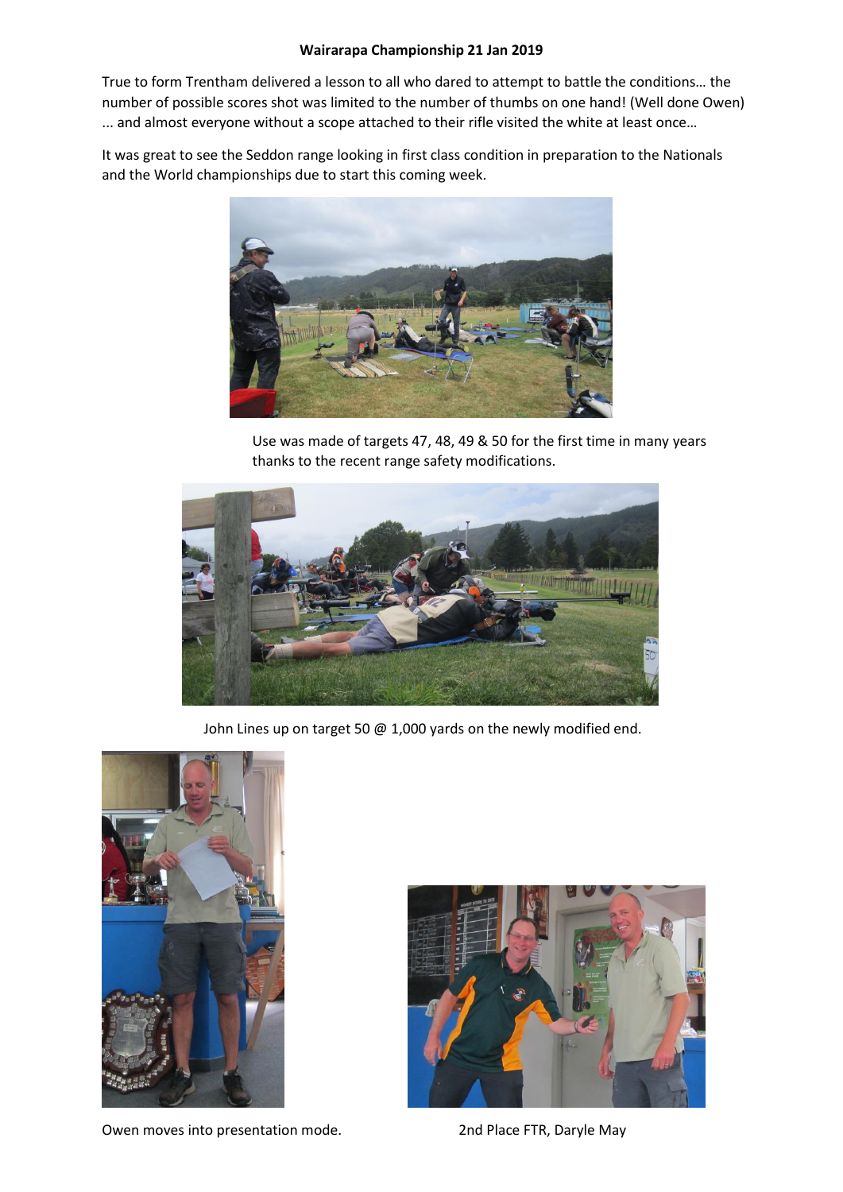**Wairarapa Championship 21 Jan 2019**

True to form Trentham delivered a lesson to all who dared to attempt to battle the conditions… the number of possible scores shot was limited to the number of thumbs on one hand! (Well done Owen) ... and almost everyone without a scope attached to their rifle visited the white at least once…

It was great to see the Seddon range looking in first class condition in preparation to the Nationals and the World championships due to start this coming week.

Use was made of targets 47, 48, 49 & 50 for the first time in many years thanks to the recent range safety modifications.

John Lines up on target 50 @ 1,000 yards on the newly modified end.

Owen moves into presentation mode.

2nd Place FTR, Daryle May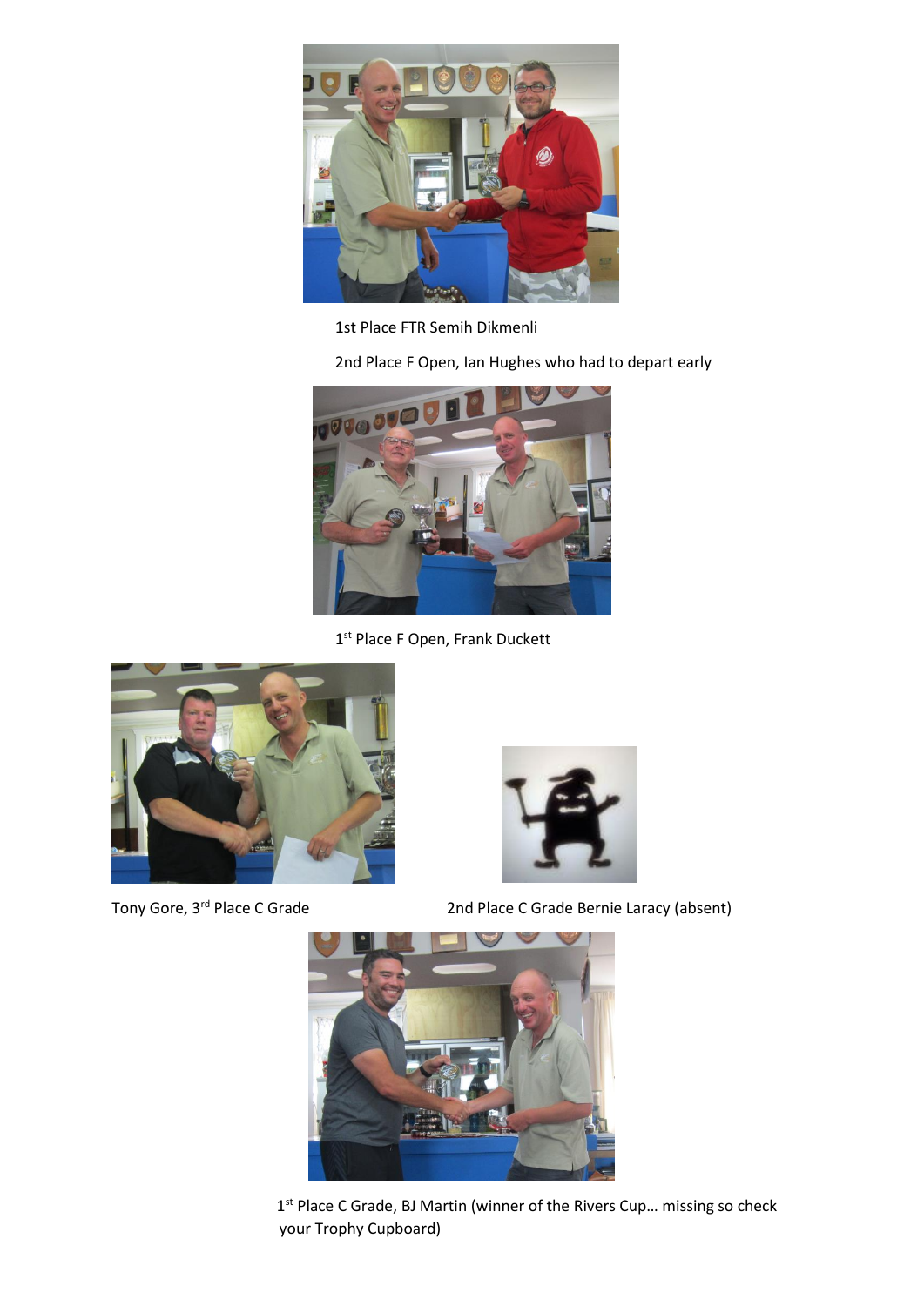1st Place FTR Semih Dikmenli

2nd Place F Open, Ian Hughes who had to depart early

1st Place F Open, Frank Duckett

Tony Gore, 3rd Place C Grade

2nd Place C Grade Bernie Laracy (absent)

1st Place C Grade, BJ Martin (winner of the Rivers Cup… missing so check your Trophy Cupboard)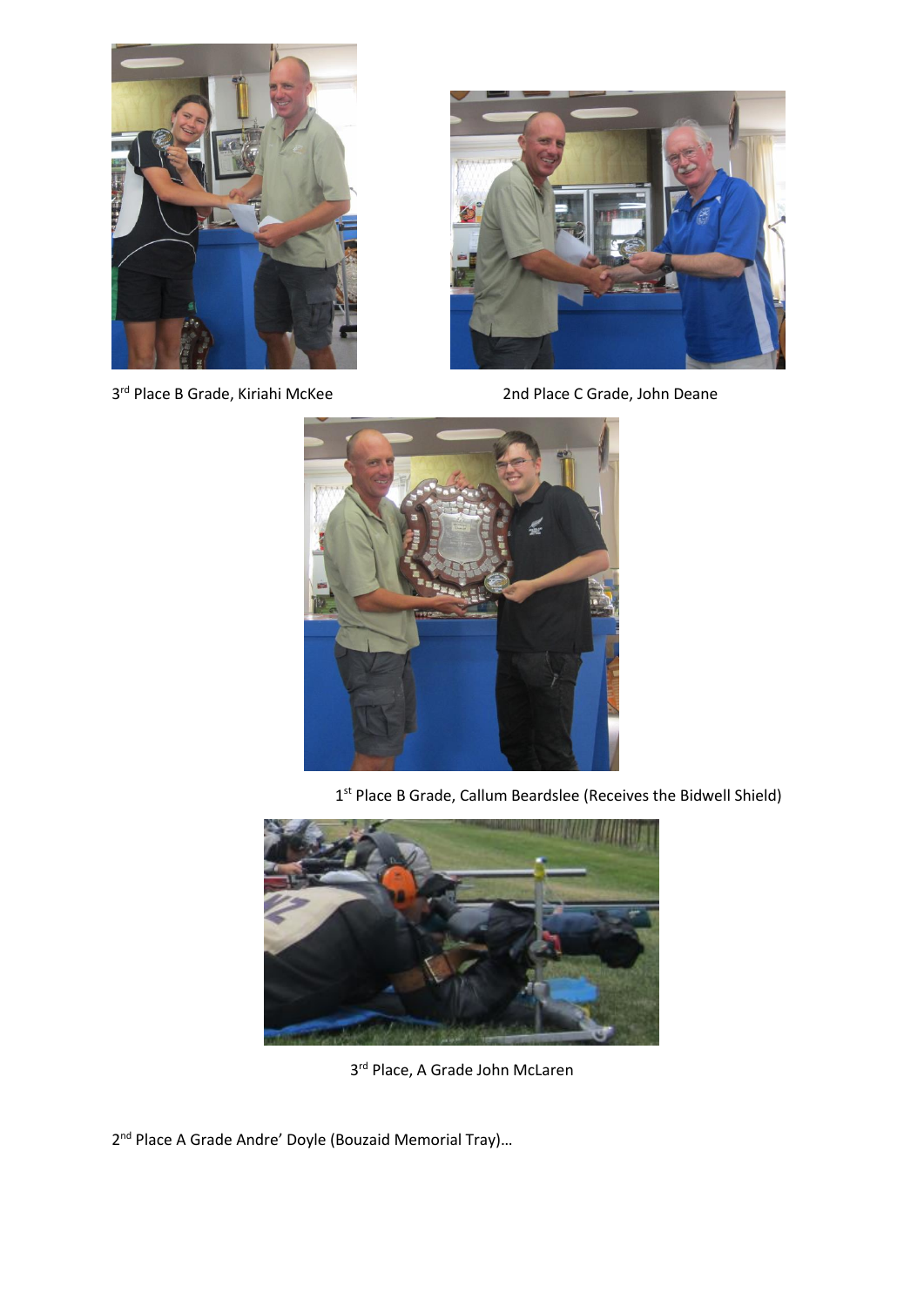3rd Place B Grade, Kiriahi McKee

2nd Place C Grade, John Deane

1st Place B Grade, Callum Beardslee (Receives the Bidwell Shield)

3rd Place, A Grade John McLaren

2nd Place A Grade Andre' Doyle (Bouzaid Memorial Tray)…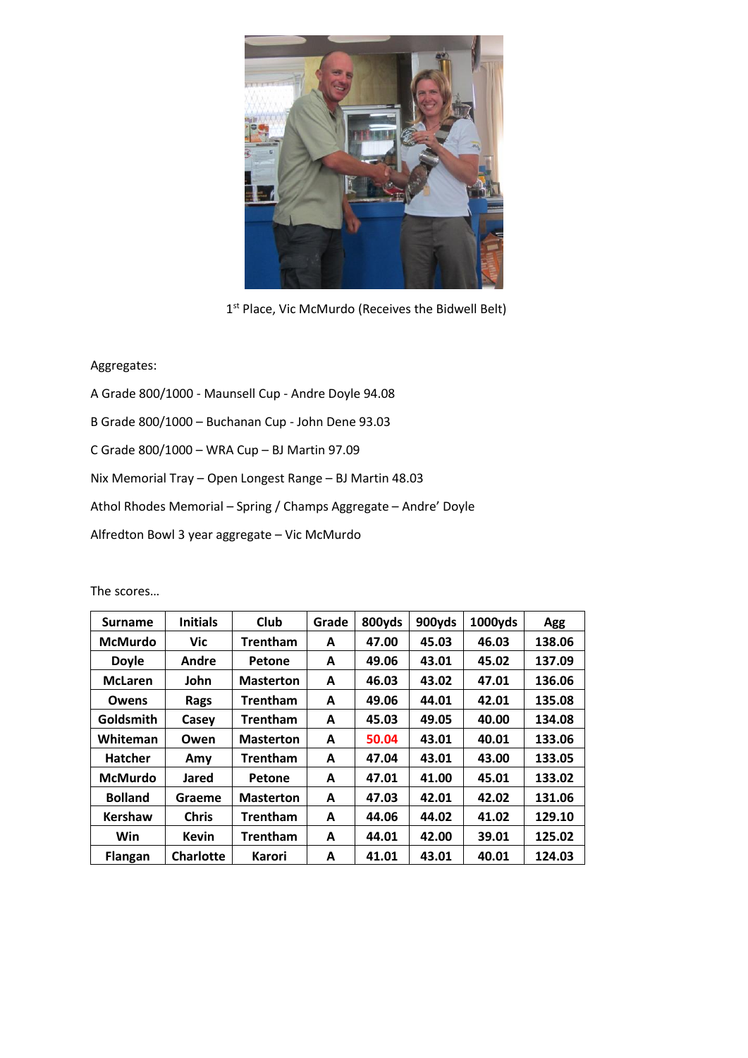1st Place, Vic McMurdo (Receives the Bidwell Belt)

Aggregates:

A Grade 800/1000 - Maunsell Cup - Andre Doyle 94.08

B Grade 800/1000 – Buchanan Cup - John Dene 93.03

C Grade 800/1000 – WRA Cup – BJ Martin 97.09

Nix Memorial Tray – Open Longest Range – BJ Martin 48.03

Athol Rhodes Memorial – Spring / Champs Aggregate – Andre' Doyle

Alfredton Bowl 3 year aggregate – Vic McMurdo

The scores…

| Surname | Initials | Club | Grade | 800yds | 900yds | 1000yds | Agg |
|---|---|---|---|---|---|---|---|
| McMurdo | Vic | Trentham | A | 47.00 | 45.03 | 46.03 | 138.06 |
| Doyle | Andre | Petone | A | 49.06 | 43.01 | 45.02 | 137.09 |
| McLaren | John | Masterton | A | 46.03 | 43.02 | 47.01 | 136.06 |
| Owens | Rags | Trentham | A | 49.06 | 44.01 | 42.01 | 135.08 |
| Goldsmith | Casey | Trentham | A | 45.03 | 49.05 | 40.00 | 134.08 |
| Whiteman | Owen | Masterton | A | 50.04 | 43.01 | 40.01 | 133.06 |
| Hatcher | Amy | Trentham | A | 47.04 | 43.01 | 43.00 | 133.05 |
| McMurdo | Jared | Petone | A | 47.01 | 41.00 | 45.01 | 133.02 |
| Bolland | Graeme | Masterton | A | 47.03 | 42.01 | 42.02 | 131.06 |
| Kershaw | Chris | Trentham | A | 44.06 | 44.02 | 41.02 | 129.10 |
| Win | Kevin | Trentham | A | 44.01 | 42.00 | 39.01 | 125.02 |
| Flangan | Charlotte | Karori | A | 41.01 | 43.01 | 40.01 | 124.03 |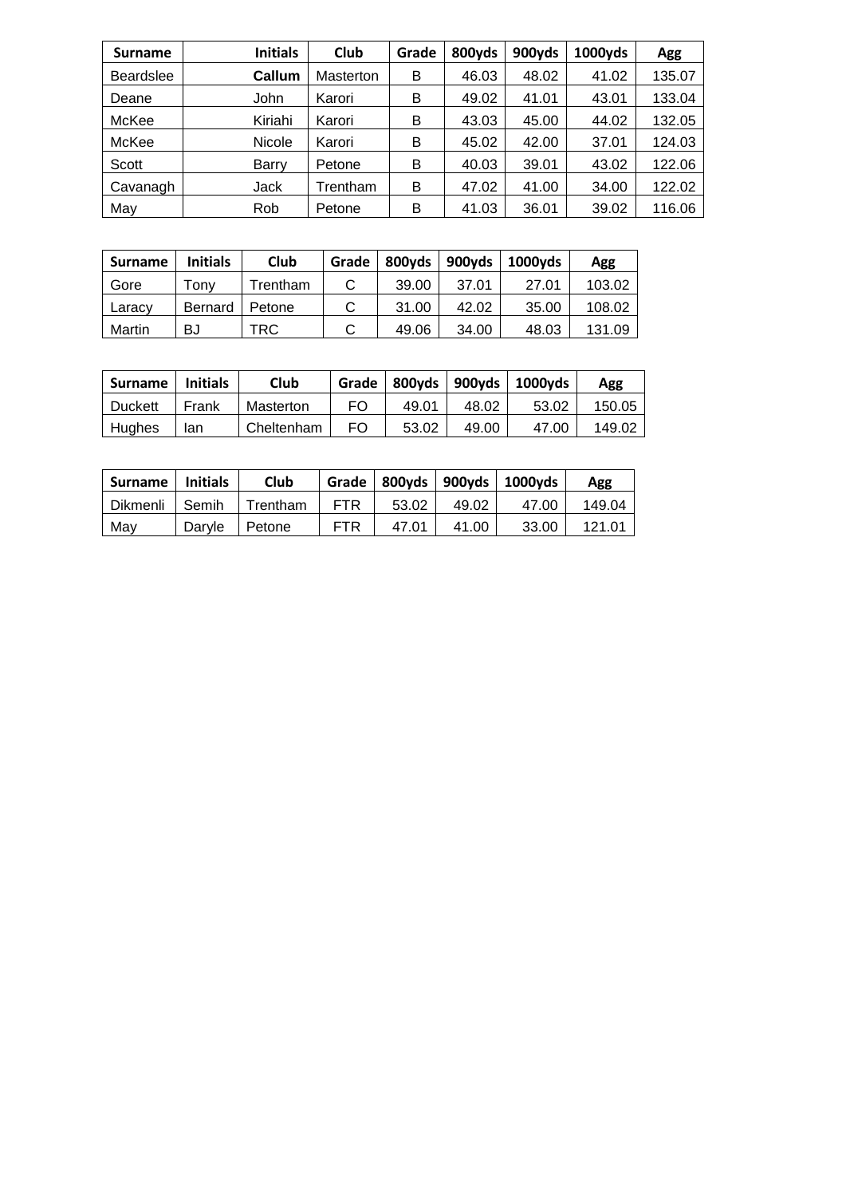| Surname | Initials | Club | Grade | 800yds | 900yds | 1000yds | Agg |
|---|---|---|---|---|---|---|---|
| Beardslee | **Callum** | Masterton | B | 46.03 | 48.02 | 41.02 | 135.07 |
| Deane | John | Karori | B | 49.02 | 41.01 | 43.01 | 133.04 |
| McKee | Kiriahi | Karori | B | 43.03 | 45.00 | 44.02 | 132.05 |
| McKee | Nicole | Karori | B | 45.02 | 42.00 | 37.01 | 124.03 |
| Scott | Barry | Petone | B | 40.03 | 39.01 | 43.02 | 122.06 |
| Cavanagh | Jack | Trentham | B | 47.02 | 41.00 | 34.00 | 122.02 |
| May | Rob | Petone | B | 41.03 | 36.01 | 39.02 | 116.06 |

| Surname | Initials | Club | Grade | 800yds | 900yds | 1000yds | Agg |
|---|---|---|---|---|---|---|---|
| Gore | Tony | Trentham | C | 39.00 | 37.01 | 27.01 | 103.02 |
| Laracy | Bernard | Petone | C | 31.00 | 42.02 | 35.00 | 108.02 |
| Martin | BJ | TRC | C | 49.06 | 34.00 | 48.03 | 131.09 |

| Surname | Initials | Club | Grade | 800yds | 900yds | 1000yds | Agg |
|---|---|---|---|---|---|---|---|
| Duckett | Frank | Masterton | FO | 49.01 | 48.02 | 53.02 | 150.05 |
| Hughes | Ian | Cheltenham | FO | 53.02 | 49.00 | 47.00 | 149.02 |

| Surname | Initials | Club | Grade | 800yds | 900yds | 1000yds | Agg |
|---|---|---|---|---|---|---|---|
| Dikmenli | Semih | Trentham | FTR | 53.02 | 49.02 | 47.00 | 149.04 |
| May | Daryle | Petone | FTR | 47.01 | 41.00 | 33.00 | 121.01 |